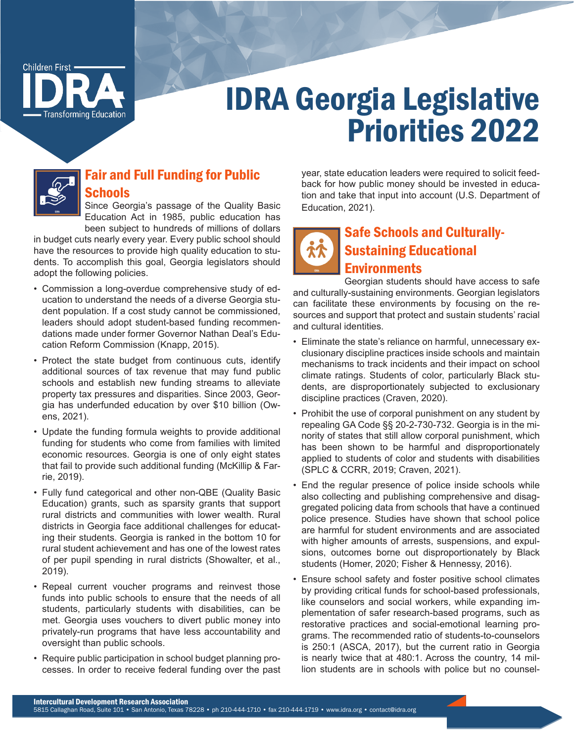# IDRA Georgia Legislative Priorities 2022

## Fair and Full Funding for Public Schools

Since Georgia's passage of the Quality Basic Education Act in 1985, public education has been subject to hundreds of millions of dollars in budget cuts nearly every year. Every public school should have the resources to provide high quality education to students. To accomplish this goal, Georgia legislators should adopt the following policies.

- Commission a long-overdue comprehensive study of education to understand the needs of a diverse Georgia student population. If a cost study cannot be commissioned, leaders should adopt student-based funding recommendations made under former Governor Nathan Deal's Education Reform Commission (Knapp, 2015).
- Protect the state budget from continuous cuts, identify additional sources of tax revenue that may fund public schools and establish new funding streams to alleviate property tax pressures and disparities. Since 2003, Georgia has underfunded education by over $10 billion (Owens, 2021).
- Update the funding formula weights to provide additional funding for students who come from families with limited economic resources. Georgia is one of only eight states that fail to provide such additional funding (McKillip & Farrie, 2019).
- Fully fund categorical and other non-QBE (Quality Basic Education) grants, such as sparsity grants that support rural districts and communities with lower wealth. Rural districts in Georgia face additional challenges for educating their students. Georgia is ranked in the bottom 10 for rural student achievement and has one of the lowest rates of per pupil spending in rural districts (Showalter, et al., 2019).
- Repeal current voucher programs and reinvest those funds into public schools to ensure that the needs of all students, particularly students with disabilities, can be met. Georgia uses vouchers to divert public money into privately-run programs that have less accountability and oversight than public schools.
- Require public participation in school budget planning processes. In order to receive federal funding over the past year, state education leaders were required to solicit feedback for how public money should be invested in education and take that input into account (U.S. Department of Education, 2021).

## Safe Schools and Culturally-Sustaining Educational Environments

Georgian students should have access to safe and culturally-sustaining environments. Georgian legislators can facilitate these environments by focusing on the resources and support that protect and sustain students' racial and cultural identities.

- Eliminate the state's reliance on harmful, unnecessary exclusionary discipline practices inside schools and maintain mechanisms to track incidents and their impact on school climate ratings. Students of color, particularly Black students, are disproportionately subjected to exclusionary discipline practices (Craven, 2020).
- Prohibit the use of corporal punishment on any student by repealing GA Code §§ 20-2-730-732. Georgia is in the minority of states that still allow corporal punishment, which has been shown to be harmful and disproportionately applied to students of color and students with disabilities (SPLC & CCRR, 2019; Craven, 2021).
- End the regular presence of police inside schools while also collecting and publishing comprehensive and disaggregated policing data from schools that have a continued police presence. Studies have shown that school police are harmful for student environments and are associated with higher amounts of arrests, suspensions, and expulsions, outcomes borne out disproportionately by Black students (Homer, 2020; Fisher & Hennessy, 2016).
- Ensure school safety and foster positive school climates by providing critical funds for school-based professionals, like counselors and social workers, while expanding implementation of safer research-based programs, such as restorative practices and social-emotional learning programs. The recommended ratio of students-to-counselors is 250:1 (ASCA, 2017), but the current ratio in Georgia is nearly twice that at 480:1. Across the country, 14 million students are in schools with police but no counsel-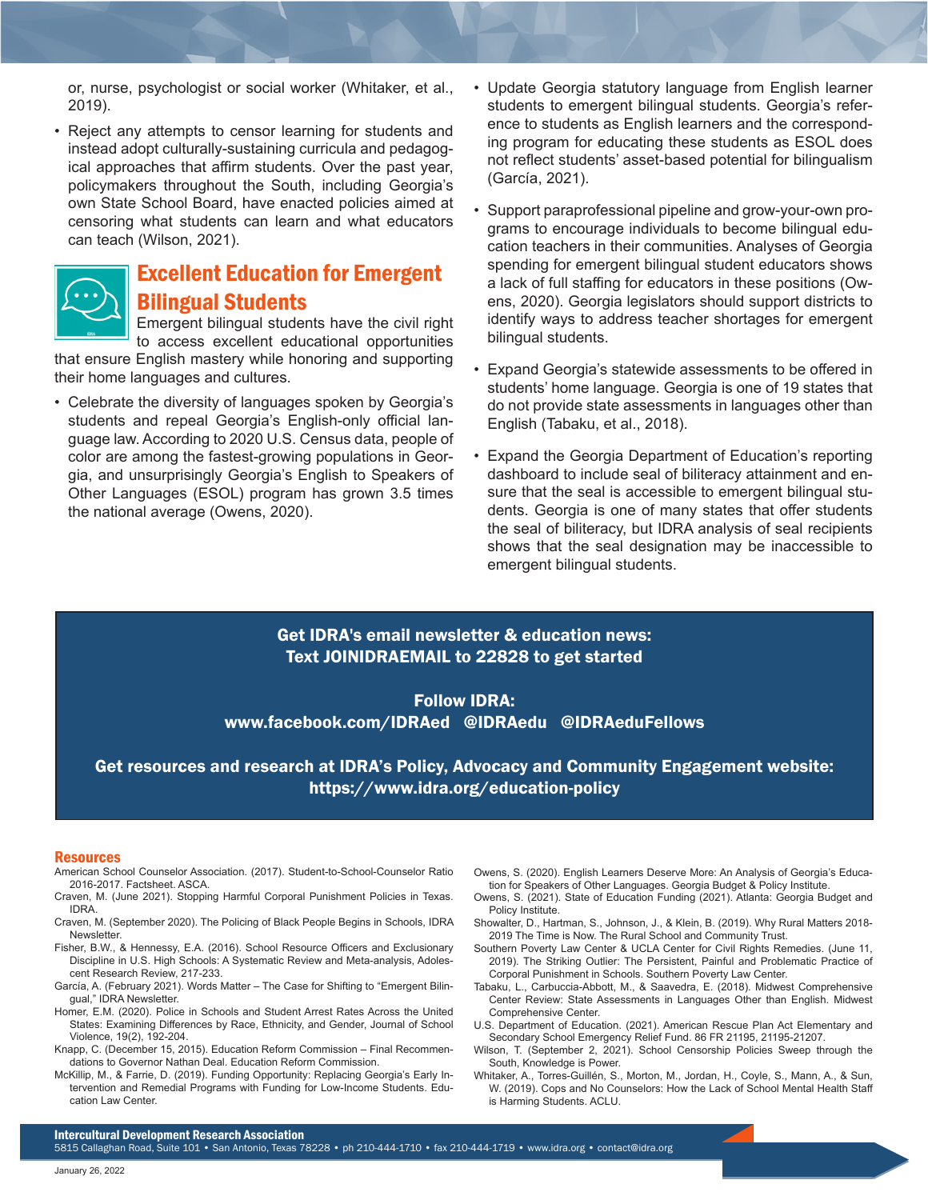or, nurse, psychologist or social worker (Whitaker, et al., 2019).

- Reject any attempts to censor learning for students and instead adopt culturally-sustaining curricula and pedagogical approaches that affirm students. Over the past year, policymakers throughout the South, including Georgia's own State School Board, have enacted policies aimed at censoring what students can learn and what educators can teach (Wilson, 2021).

## Excellent Education for Emergent Bilingual Students

Emergent bilingual students have the civil right to access excellent educational opportunities that ensure English mastery while honoring and supporting their home languages and cultures.

- Celebrate the diversity of languages spoken by Georgia's students and repeal Georgia's English-only official language law. According to 2020 U.S. Census data, people of color are among the fastest-growing populations in Georgia, and unsurprisingly Georgia's English to Speakers of Other Languages (ESOL) program has grown 3.5 times the national average (Owens, 2020).
- Update Georgia statutory language from English learner students to emergent bilingual students. Georgia's reference to students as English learners and the corresponding program for educating these students as ESOL does not reflect students' asset-based potential for bilingualism (García, 2021).
- Support paraprofessional pipeline and grow-your-own programs to encourage individuals to become bilingual education teachers in their communities. Analyses of Georgia spending for emergent bilingual student educators shows a lack of full staffing for educators in these positions (Owens, 2020). Georgia legislators should support districts to identify ways to address teacher shortages for emergent bilingual students.
- Expand Georgia's statewide assessments to be offered in students' home language. Georgia is one of 19 states that do not provide state assessments in languages other than English (Tabaku, et al., 2018).
- Expand the Georgia Department of Education's reporting dashboard to include seal of biliteracy attainment and ensure that the seal is accessible to emergent bilingual students. Georgia is one of many states that offer students the seal of biliteracy, but IDRA analysis of seal recipients shows that the seal designation may be inaccessible to emergent bilingual students.

**Get IDRA's email newsletter & education news:**
**Text JOINIDRAEMAIL to 22828 to get started**

**Follow IDRA:**
**www.facebook.com/IDRAed @IDRAedu @IDRAeduFellows**

**Get resources and research at IDRA's Policy, Advocacy and Community Engagement website:**
**https://www.idra.org/education-policy**

### Resources

American School Counselor Association. (2017). Student-to-School-Counselor Ratio 2016-2017. Factsheet. ASCA.

Craven, M. (June 2021). Stopping Harmful Corporal Punishment Policies in Texas. IDRA.

Craven, M. (September 2020). The Policing of Black People Begins in Schools, IDRA Newsletter.

Fisher, B.W., & Hennessy, E.A. (2016). School Resource Officers and Exclusionary Discipline in U.S. High Schools: A Systematic Review and Meta-analysis, Adolescent Research Review, 217-233.

García, A. (February 2021). Words Matter – The Case for Shifting to "Emergent Bilingual," IDRA Newsletter.

Homer, E.M. (2020). Police in Schools and Student Arrest Rates Across the United States: Examining Differences by Race, Ethnicity, and Gender, Journal of School Violence, 19(2), 192-204.

Knapp, C. (December 15, 2015). Education Reform Commission – Final Recommendations to Governor Nathan Deal. Education Reform Commission.

McKillip, M., & Farrie, D. (2019). Funding Opportunity: Replacing Georgia's Early Intervention and Remedial Programs with Funding for Low-Income Students. Education Law Center.

Owens, S. (2020). English Learners Deserve More: An Analysis of Georgia's Education for Speakers of Other Languages. Georgia Budget & Policy Institute.

Owens, S. (2021). State of Education Funding (2021). Atlanta: Georgia Budget and Policy Institute.

Showalter, D., Hartman, S., Johnson, J., & Klein, B. (2019). Why Rural Matters 2018-2019 The Time is Now. The Rural School and Community Trust.

Southern Poverty Law Center & UCLA Center for Civil Rights Remedies. (June 11, 2019). The Striking Outlier: The Persistent, Painful and Problematic Practice of Corporal Punishment in Schools. Southern Poverty Law Center.

Tabaku, L., Carbuccia-Abbott, M., & Saavedra, E. (2018). Midwest Comprehensive Center Review: State Assessments in Languages Other than English. Midwest Comprehensive Center.

U.S. Department of Education. (2021). American Rescue Plan Act Elementary and Secondary School Emergency Relief Fund. 86 FR 21195, 21195-21207.

Wilson, T. (September 2, 2021). School Censorship Policies Sweep through the South, Knowledge is Power.

Whitaker, A., Torres-Guillén, S., Morton, M., Jordan, H., Coyle, S., Mann, A., & Sun, W. (2019). Cops and No Counselors: How the Lack of School Mental Health Staff is Harming Students. ACLU.

**Intercultural Development Research Association**
5815 Callaghan Road, Suite 101 • San Antonio, Texas 78228 • ph 210-444-1710 • fax 210-444-1719 • www.idra.org • contact@idra.org

January 26, 2022